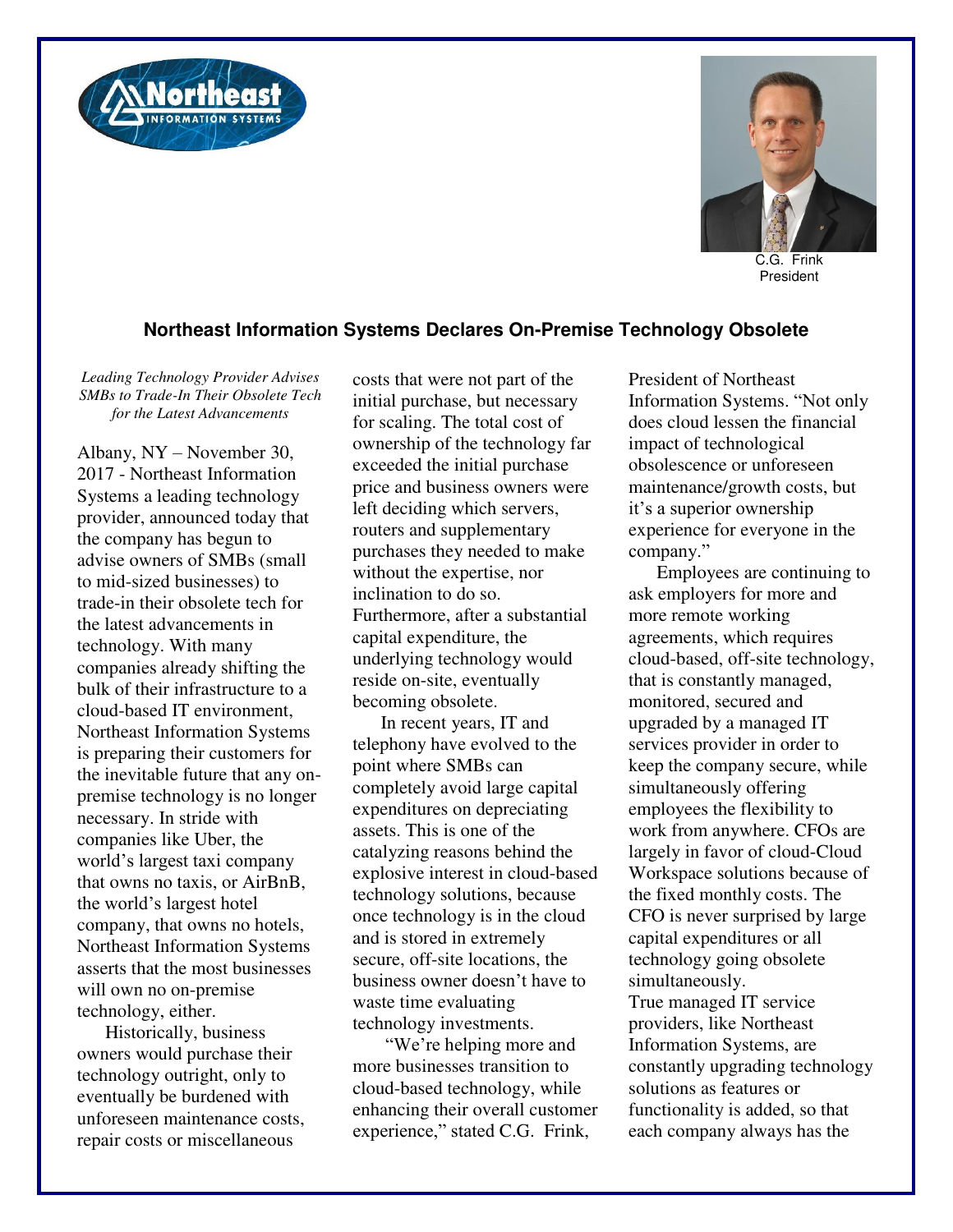C.G. Frink
President

## Northeast Information Systems Declares On-Premise Technology Obsolete

*Leading Technology Provider Advises SMBs to Trade-In Their Obsolete Tech for the Latest Advancements*

Albany, NY – November 30, 2017 - Northeast Information Systems a leading technology provider, announced today that the company has begun to advise owners of SMBs (small to mid-sized businesses) to trade-in their obsolete tech for the latest advancements in technology. With many companies already shifting the bulk of their infrastructure to a cloud-based IT environment, Northeast Information Systems is preparing their customers for the inevitable future that any on-premise technology is no longer necessary. In stride with companies like Uber, the world's largest taxi company that owns no taxis, or AirBnB, the world's largest hotel company, that owns no hotels, Northeast Information Systems asserts that the most businesses will own no on-premise technology, either.

Historically, business owners would purchase their technology outright, only to eventually be burdened with unforeseen maintenance costs, repair costs or miscellaneous costs that were not part of the initial purchase, but necessary for scaling. The total cost of ownership of the technology far exceeded the initial purchase price and business owners were left deciding which servers, routers and supplementary purchases they needed to make without the expertise, nor inclination to do so. Furthermore, after a substantial capital expenditure, the underlying technology would reside on-site, eventually becoming obsolete.

In recent years, IT and telephony have evolved to the point where SMBs can completely avoid large capital expenditures on depreciating assets. This is one of the catalyzing reasons behind the explosive interest in cloud-based technology solutions, because once technology is in the cloud and is stored in extremely secure, off-site locations, the business owner doesn't have to waste time evaluating technology investments.

"We're helping more and more businesses transition to cloud-based technology, while enhancing their overall customer experience," stated C.G. Frink, President of Northeast Information Systems. "Not only does cloud lessen the financial impact of technological obsolescence or unforeseen maintenance/growth costs, but it's a superior ownership experience for everyone in the company."

Employees are continuing to ask employers for more and more remote working agreements, which requires cloud-based, off-site technology, that is constantly managed, monitored, secured and upgraded by a managed IT services provider in order to keep the company secure, while simultaneously offering employees the flexibility to work from anywhere. CFOs are largely in favor of cloud-Cloud Workspace solutions because of the fixed monthly costs. The CFO is never surprised by large capital expenditures or all technology going obsolete simultaneously.

True managed IT service providers, like Northeast Information Systems, are constantly upgrading technology solutions as features or functionality is added, so that each company always has the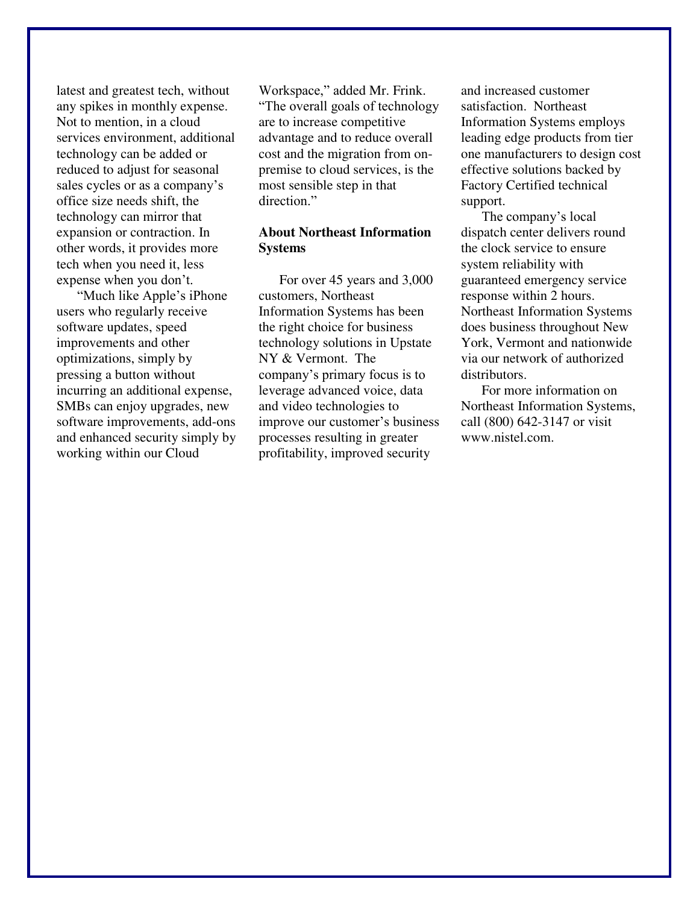latest and greatest tech, without any spikes in monthly expense. Not to mention, in a cloud services environment, additional technology can be added or reduced to adjust for seasonal sales cycles or as a company's office size needs shift, the technology can mirror that expansion or contraction. In other words, it provides more tech when you need it, less expense when you don't.

"Much like Apple's iPhone users who regularly receive software updates, speed improvements and other optimizations, simply by pressing a button without incurring an additional expense, SMBs can enjoy upgrades, new software improvements, add-ons and enhanced security simply by working within our Cloud Workspace," added Mr. Frink. "The overall goals of technology are to increase competitive advantage and to reduce overall cost and the migration from on-premise to cloud services, is the most sensible step in that direction."

**About Northeast Information Systems**

For over 45 years and 3,000 customers, Northeast Information Systems has been the right choice for business technology solutions in Upstate NY & Vermont. The company's primary focus is to leverage advanced voice, data and video technologies to improve our customer's business processes resulting in greater profitability, improved security and increased customer satisfaction. Northeast Information Systems employs leading edge products from tier one manufacturers to design cost effective solutions backed by Factory Certified technical support.

The company's local dispatch center delivers round the clock service to ensure system reliability with guaranteed emergency service response within 2 hours. Northeast Information Systems does business throughout New York, Vermont and nationwide via our network of authorized distributors.

For more information on Northeast Information Systems, call (800) 642-3147 or visit www.nistel.com.